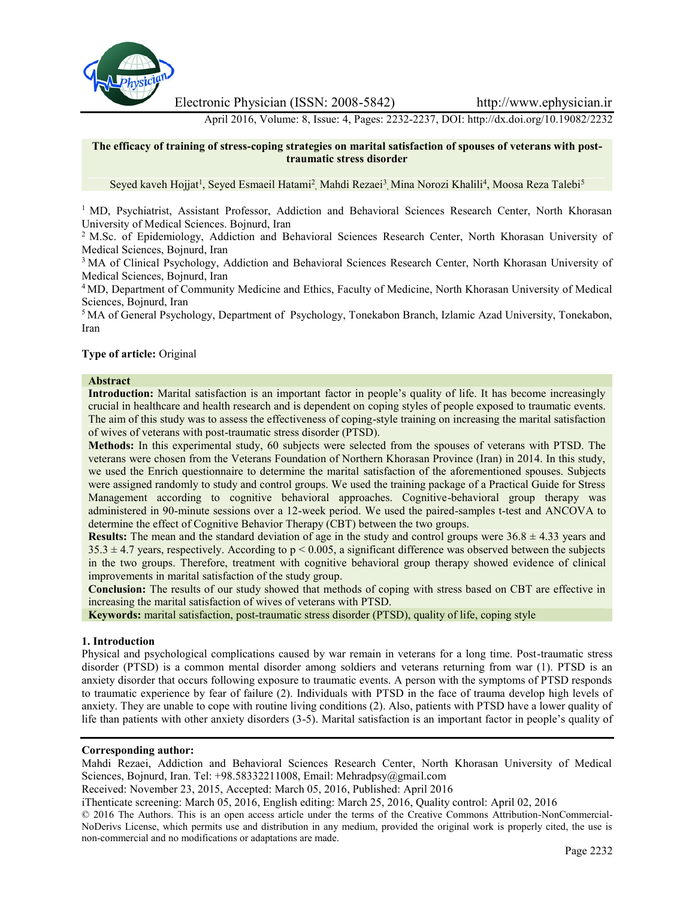# The efficacy of training of stress-coping strategies on marital satisfaction of spouses of veterans with post-traumatic stress disorder

Seyed kaveh Hojjat[1], Seyed Esmaeil Hatami[2], Mahdi Rezaei[3], Mina Norozi Khalili[4], Moosa Reza Talebi[5]

[1] MD, Psychiatrist, Assistant Professor, Addiction and Behavioral Sciences Research Center, North Khorasan University of Medical Sciences. Bojnurd, Iran

[2] M.Sc. of Epidemiology, Addiction and Behavioral Sciences Research Center, North Khorasan University of Medical Sciences, Bojnurd, Iran

[3] MA of Clinical Psychology, Addiction and Behavioral Sciences Research Center, North Khorasan University of Medical Sciences, Bojnurd, Iran

[4] MD, Department of Community Medicine and Ethics, Faculty of Medicine, North Khorasan University of Medical Sciences, Bojnurd, Iran

[5] MA of General Psychology, Department of Psychology, Tonekabon Branch, Izlamic Azad University, Tonekabon, Iran

**Type of article:** Original

**Abstract**

**Introduction:** Marital satisfaction is an important factor in people's quality of life. It has become increasingly crucial in healthcare and health research and is dependent on coping styles of people exposed to traumatic events. The aim of this study was to assess the effectiveness of coping-style training on increasing the marital satisfaction of wives of veterans with post-traumatic stress disorder (PTSD).

**Methods:** In this experimental study, 60 subjects were selected from the spouses of veterans with PTSD. The veterans were chosen from the Veterans Foundation of Northern Khorasan Province (Iran) in 2014. In this study, we used the Enrich questionnaire to determine the marital satisfaction of the aforementioned spouses. Subjects were assigned randomly to study and control groups. We used the training package of a Practical Guide for Stress Management according to cognitive behavioral approaches. Cognitive-behavioral group therapy was administered in 90-minute sessions over a 12-week period. We used the paired-samples t-test and ANCOVA to determine the effect of Cognitive Behavior Therapy (CBT) between the two groups.

**Results:** The mean and the standard deviation of age in the study and control groups were 36.8 ± 4.33 years and 35.3 ± 4.7 years, respectively. According to $p < 0.005$, a significant difference was observed between the subjects in the two groups. Therefore, treatment with cognitive behavioral group therapy showed evidence of clinical improvements in marital satisfaction of the study group.

**Conclusion:** The results of our study showed that methods of coping with stress based on CBT are effective in increasing the marital satisfaction of wives of veterans with PTSD.

**Keywords:** marital satisfaction, post-traumatic stress disorder (PTSD), quality of life, coping style

## 1. Introduction

Physical and psychological complications caused by war remain in veterans for a long time. Post-traumatic stress disorder (PTSD) is a common mental disorder among soldiers and veterans returning from war (1). PTSD is an anxiety disorder that occurs following exposure to traumatic events. A person with the symptoms of PTSD responds to traumatic experience by fear of failure (2). Individuals with PTSD in the face of trauma develop high levels of anxiety. They are unable to cope with routine living conditions (2). Also, patients with PTSD have a lower quality of life than patients with other anxiety disorders (3-5). Marital satisfaction is an important factor in people's quality of

**Corresponding author:**

Mahdi Rezaei, Addiction and Behavioral Sciences Research Center, North Khorasan University of Medical Sciences, Bojnurd, Iran. Tel: +98.58332211008, Email: Mehradpsy@gmail.com

Received: November 23, 2015, Accepted: March 05, 2016, Published: April 2016

iThenticate screening: March 05, 2016, English editing: March 25, 2016, Quality control: April 02, 2016

© 2016 The Authors. This is an open access article under the terms of the Creative Commons Attribution-NonCommercial-NoDerivs License, which permits use and distribution in any medium, provided the original work is properly cited, the use is non-commercial and no modifications or adaptations are made.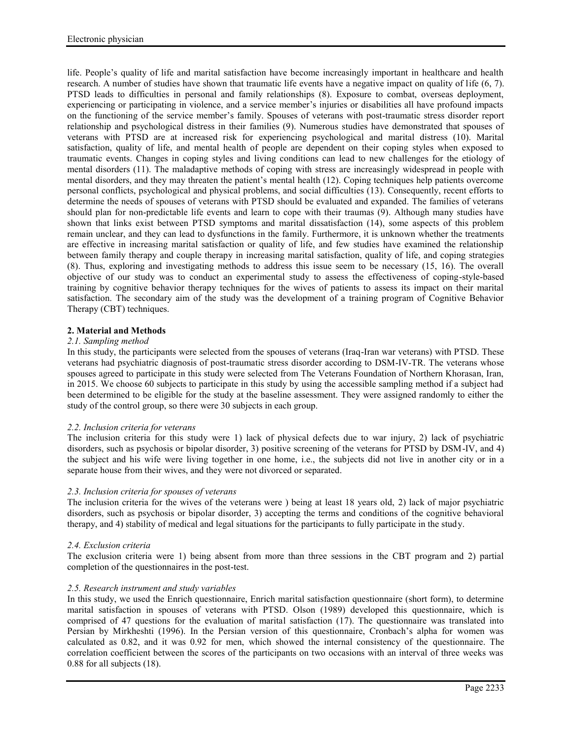life. People's quality of life and marital satisfaction have become increasingly important in healthcare and health research. A number of studies have shown that traumatic life events have a negative impact on quality of life (6, 7). PTSD leads to difficulties in personal and family relationships (8). Exposure to combat, overseas deployment, experiencing or participating in violence, and a service member's injuries or disabilities all have profound impacts on the functioning of the service member's family. Spouses of veterans with post-traumatic stress disorder report relationship and psychological distress in their families (9). Numerous studies have demonstrated that spouses of veterans with PTSD are at increased risk for experiencing psychological and marital distress (10). Marital satisfaction, quality of life, and mental health of people are dependent on their coping styles when exposed to traumatic events. Changes in coping styles and living conditions can lead to new challenges for the etiology of mental disorders (11). The maladaptive methods of coping with stress are increasingly widespread in people with mental disorders, and they may threaten the patient's mental health (12). Coping techniques help patients overcome personal conflicts, psychological and physical problems, and social difficulties (13). Consequently, recent efforts to determine the needs of spouses of veterans with PTSD should be evaluated and expanded. The families of veterans should plan for non-predictable life events and learn to cope with their traumas (9). Although many studies have shown that links exist between PTSD symptoms and marital dissatisfaction (14), some aspects of this problem remain unclear, and they can lead to dysfunctions in the family. Furthermore, it is unknown whether the treatments are effective in increasing marital satisfaction or quality of life, and few studies have examined the relationship between family therapy and couple therapy in increasing marital satisfaction, quality of life, and coping strategies (8). Thus, exploring and investigating methods to address this issue seem to be necessary (15, 16). The overall objective of our study was to conduct an experimental study to assess the effectiveness of coping-style-based training by cognitive behavior therapy techniques for the wives of patients to assess its impact on their marital satisfaction. The secondary aim of the study was the development of a training program of Cognitive Behavior Therapy (CBT) techniques.

## 2. Material and Methods

### *2.1. Sampling method*

In this study, the participants were selected from the spouses of veterans (Iraq-Iran war veterans) with PTSD. These veterans had psychiatric diagnosis of post-traumatic stress disorder according to DSM-IV-TR. The veterans whose spouses agreed to participate in this study were selected from The Veterans Foundation of Northern Khorasan, Iran, in 2015. We choose 60 subjects to participate in this study by using the accessible sampling method if a subject had been determined to be eligible for the study at the baseline assessment. They were assigned randomly to either the study of the control group, so there were 30 subjects in each group.

### *2.2. Inclusion criteria for veterans*

The inclusion criteria for this study were 1) lack of physical defects due to war injury, 2) lack of psychiatric disorders, such as psychosis or bipolar disorder, 3) positive screening of the veterans for PTSD by DSM-IV, and 4) the subject and his wife were living together in one home, i.e., the subjects did not live in another city or in a separate house from their wives, and they were not divorced or separated.

### *2.3. Inclusion criteria for spouses of veterans*

The inclusion criteria for the wives of the veterans were ) being at least 18 years old, 2) lack of major psychiatric disorders, such as psychosis or bipolar disorder, 3) accepting the terms and conditions of the cognitive behavioral therapy, and 4) stability of medical and legal situations for the participants to fully participate in the study.

### *2.4. Exclusion criteria*

The exclusion criteria were 1) being absent from more than three sessions in the CBT program and 2) partial completion of the questionnaires in the post-test.

### *2.5. Research instrument and study variables*

In this study, we used the Enrich questionnaire, Enrich marital satisfaction questionnaire (short form), to determine marital satisfaction in spouses of veterans with PTSD. Olson (1989) developed this questionnaire, which is comprised of 47 questions for the evaluation of marital satisfaction (17). The questionnaire was translated into Persian by Mirkheshti (1996). In the Persian version of this questionnaire, Cronbach's alpha for women was calculated as 0.82, and it was 0.92 for men, which showed the internal consistency of the questionnaire. The correlation coefficient between the scores of the participants on two occasions with an interval of three weeks was 0.88 for all subjects (18).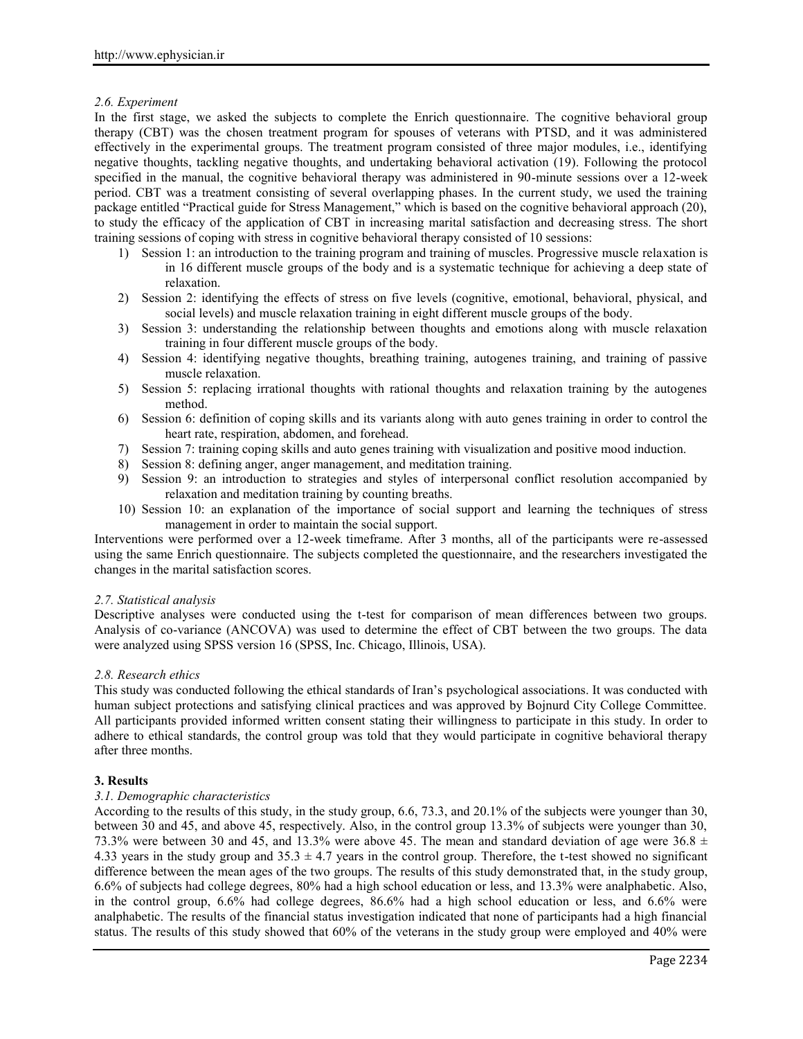### *2.6. Experiment*

In the first stage, we asked the subjects to complete the Enrich questionnaire. The cognitive behavioral group therapy (CBT) was the chosen treatment program for spouses of veterans with PTSD, and it was administered effectively in the experimental groups. The treatment program consisted of three major modules, i.e., identifying negative thoughts, tackling negative thoughts, and undertaking behavioral activation (19). Following the protocol specified in the manual, the cognitive behavioral therapy was administered in 90-minute sessions over a 12-week period. CBT was a treatment consisting of several overlapping phases. In the current study, we used the training package entitled "Practical guide for Stress Management," which is based on the cognitive behavioral approach (20), to study the efficacy of the application of CBT in increasing marital satisfaction and decreasing stress. The short training sessions of coping with stress in cognitive behavioral therapy consisted of 10 sessions:

1) Session 1: an introduction to the training program and training of muscles. Progressive muscle relaxation is in 16 different muscle groups of the body and is a systematic technique for achieving a deep state of relaxation.
2) Session 2: identifying the effects of stress on five levels (cognitive, emotional, behavioral, physical, and social levels) and muscle relaxation training in eight different muscle groups of the body.
3) Session 3: understanding the relationship between thoughts and emotions along with muscle relaxation training in four different muscle groups of the body.
4) Session 4: identifying negative thoughts, breathing training, autogenes training, and training of passive muscle relaxation.
5) Session 5: replacing irrational thoughts with rational thoughts and relaxation training by the autogenes method.
6) Session 6: definition of coping skills and its variants along with auto genes training in order to control the heart rate, respiration, abdomen, and forehead.
7) Session 7: training coping skills and auto genes training with visualization and positive mood induction.
8) Session 8: defining anger, anger management, and meditation training.
9) Session 9: an introduction to strategies and styles of interpersonal conflict resolution accompanied by relaxation and meditation training by counting breaths.
10) Session 10: an explanation of the importance of social support and learning the techniques of stress management in order to maintain the social support.

Interventions were performed over a 12-week timeframe. After 3 months, all of the participants were re-assessed using the same Enrich questionnaire. The subjects completed the questionnaire, and the researchers investigated the changes in the marital satisfaction scores.

### *2.7. Statistical analysis*

Descriptive analyses were conducted using the t-test for comparison of mean differences between two groups. Analysis of co-variance (ANCOVA) was used to determine the effect of CBT between the two groups. The data were analyzed using SPSS version 16 (SPSS, Inc. Chicago, Illinois, USA).

### *2.8. Research ethics*

This study was conducted following the ethical standards of Iran's psychological associations. It was conducted with human subject protections and satisfying clinical practices and was approved by Bojnurd City College Committee. All participants provided informed written consent stating their willingness to participate in this study. In order to adhere to ethical standards, the control group was told that they would participate in cognitive behavioral therapy after three months.

## **3. Results**

### *3.1. Demographic characteristics*

According to the results of this study, in the study group, 6.6, 73.3, and 20.1% of the subjects were younger than 30, between 30 and 45, and above 45, respectively. Also, in the control group 13.3% of subjects were younger than 30, 73.3% were between 30 and 45, and 13.3% were above 45. The mean and standard deviation of age were $36.8 \pm 4.33$ years in the study group and $35.3 \pm 4.7$ years in the control group. Therefore, the t-test showed no significant difference between the mean ages of the two groups. The results of this study demonstrated that, in the study group, 6.6% of subjects had college degrees, 80% had a high school education or less, and 13.3% were analphabetic. Also, in the control group, 6.6% had college degrees, 86.6% had a high school education or less, and 6.6% were analphabetic. The results of the financial status investigation indicated that none of participants had a high financial status. The results of this study showed that 60% of the veterans in the study group were employed and 40% were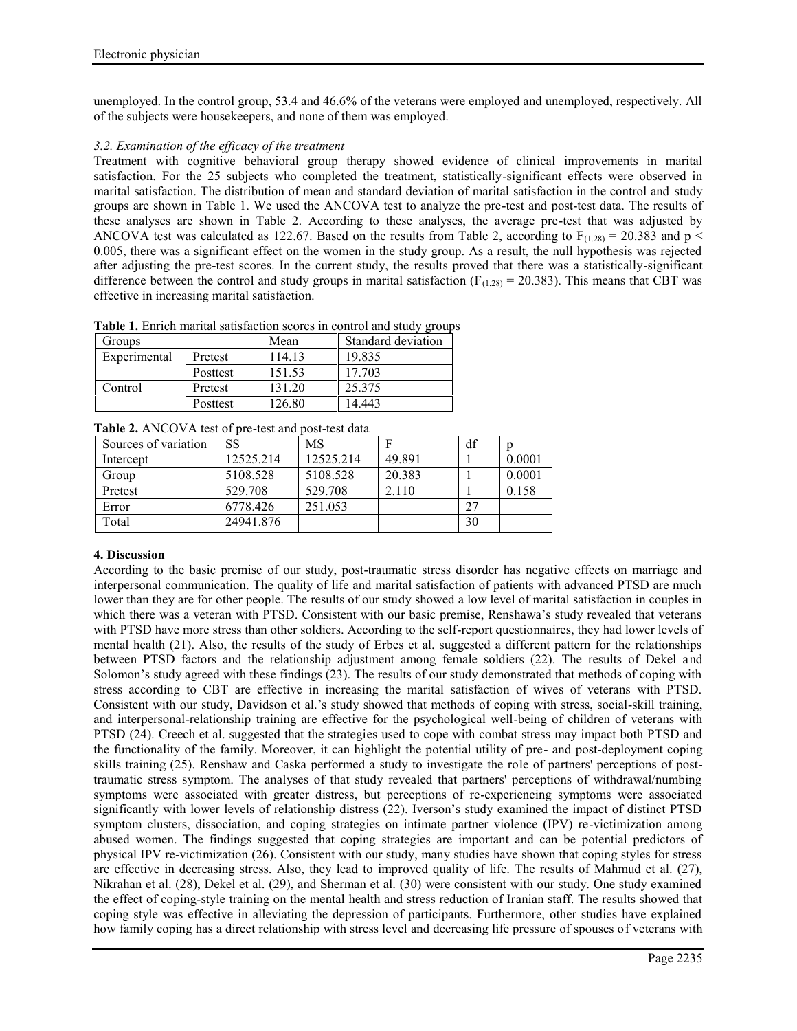unemployed. In the control group, 53.4 and 46.6% of the veterans were employed and unemployed, respectively. All of the subjects were housekeepers, and none of them was employed.

### *3.2. Examination of the efficacy of the treatment*

Treatment with cognitive behavioral group therapy showed evidence of clinical improvements in marital satisfaction. For the 25 subjects who completed the treatment, statistically-significant effects were observed in marital satisfaction. The distribution of mean and standard deviation of marital satisfaction in the control and study groups are shown in Table 1. We used the ANCOVA test to analyze the pre-test and post-test data. The results of these analyses are shown in Table 2. According to these analyses, the average pre-test that was adjusted by ANCOVA test was calculated as 122.67. Based on the results from Table 2, according to $F_{(1.28)} = 20.383$ and $p < 0.005$, there was a significant effect on the women in the study group. As a result, the null hypothesis was rejected after adjusting the pre-test scores. In the current study, the results proved that there was a statistically-significant difference between the control and study groups in marital satisfaction ($F_{(1.28)} = 20.383$). This means that CBT was effective in increasing marital satisfaction.

**Table 1.** Enrich marital satisfaction scores in control and study groups

| Groups | | Mean | Standard deviation |
|---|---|---|---|
| Experimental | Pretest | 114.13 | 19.835 |
| | Posttest | 151.53 | 17.703 |
| Control | Pretest | 131.20 | 25.375 |
| | Posttest | 126.80 | 14.443 |

**Table 2.** ANCOVA test of pre-test and post-test data

| Sources of variation | SS | MS | F | df | p |
|---|---|---|---|---|---|
| Intercept | 12525.214 | 12525.214 | 49.891 | 1 | 0.0001 |
| Group | 5108.528 | 5108.528 | 20.383 | 1 | 0.0001 |
| Pretest | 529.708 | 529.708 | 2.110 | 1 | 0.158 |
| Error | 6778.426 | 251.053 | | 27 | |
| Total | 24941.876 | | | 30 | |

## 4. Discussion

According to the basic premise of our study, post-traumatic stress disorder has negative effects on marriage and interpersonal communication. The quality of life and marital satisfaction of patients with advanced PTSD are much lower than they are for other people. The results of our study showed a low level of marital satisfaction in couples in which there was a veteran with PTSD. Consistent with our basic premise, Renshawa's study revealed that veterans with PTSD have more stress than other soldiers. According to the self-report questionnaires, they had lower levels of mental health (21). Also, the results of the study of Erbes et al. suggested a different pattern for the relationships between PTSD factors and the relationship adjustment among female soldiers (22). The results of Dekel and Solomon's study agreed with these findings (23). The results of our study demonstrated that methods of coping with stress according to CBT are effective in increasing the marital satisfaction of wives of veterans with PTSD. Consistent with our study, Davidson et al.'s study showed that methods of coping with stress, social-skill training, and interpersonal-relationship training are effective for the psychological well-being of children of veterans with PTSD (24). Creech et al. suggested that the strategies used to cope with combat stress may impact both PTSD and the functionality of the family. Moreover, it can highlight the potential utility of pre- and post-deployment coping skills training (25). Renshaw and Caska performed a study to investigate the role of partners' perceptions of post-traumatic stress symptom. The analyses of that study revealed that partners' perceptions of withdrawal/numbing symptoms were associated with greater distress, but perceptions of re-experiencing symptoms were associated significantly with lower levels of relationship distress (22). Iverson's study examined the impact of distinct PTSD symptom clusters, dissociation, and coping strategies on intimate partner violence (IPV) re-victimization among abused women. The findings suggested that coping strategies are important and can be potential predictors of physical IPV re-victimization (26). Consistent with our study, many studies have shown that coping styles for stress are effective in decreasing stress. Also, they lead to improved quality of life. The results of Mahmud et al. (27), Nikrahan et al. (28), Dekel et al. (29), and Sherman et al. (30) were consistent with our study. One study examined the effect of coping-style training on the mental health and stress reduction of Iranian staff. The results showed that coping style was effective in alleviating the depression of participants. Furthermore, other studies have explained how family coping has a direct relationship with stress level and decreasing life pressure of spouses of veterans with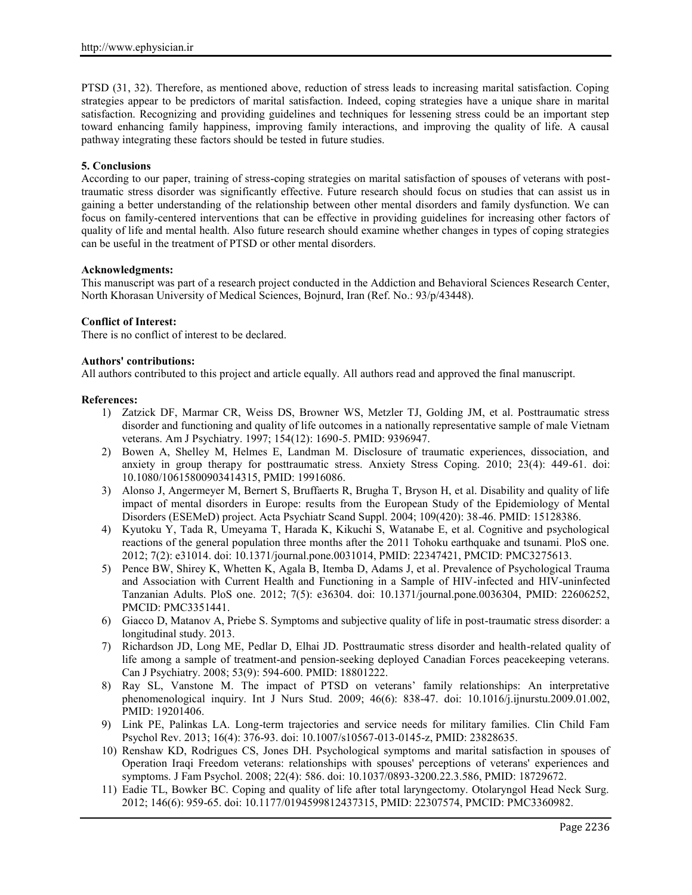PTSD (31, 32). Therefore, as mentioned above, reduction of stress leads to increasing marital satisfaction. Coping strategies appear to be predictors of marital satisfaction. Indeed, coping strategies have a unique share in marital satisfaction. Recognizing and providing guidelines and techniques for lessening stress could be an important step toward enhancing family happiness, improving family interactions, and improving the quality of life. A causal pathway integrating these factors should be tested in future studies.

## 5. Conclusions

According to our paper, training of stress-coping strategies on marital satisfaction of spouses of veterans with post-traumatic stress disorder was significantly effective. Future research should focus on studies that can assist us in gaining a better understanding of the relationship between other mental disorders and family dysfunction. We can focus on family-centered interventions that can be effective in providing guidelines for increasing other factors of quality of life and mental health. Also future research should examine whether changes in types of coping strategies can be useful in the treatment of PTSD or other mental disorders.

**Acknowledgments:**

This manuscript was part of a research project conducted in the Addiction and Behavioral Sciences Research Center, North Khorasan University of Medical Sciences, Bojnurd, Iran (Ref. No.: 93/p/43448).

**Conflict of Interest:**

There is no conflict of interest to be declared.

**Authors' contributions:**

All authors contributed to this project and article equally. All authors read and approved the final manuscript.

**References:**

1) Zatzick DF, Marmar CR, Weiss DS, Browner WS, Metzler TJ, Golding JM, et al. Posttraumatic stress disorder and functioning and quality of life outcomes in a nationally representative sample of male Vietnam veterans. Am J Psychiatry. 1997; 154(12): 1690-5. PMID: 9396947.
2) Bowen A, Shelley M, Helmes E, Landman M. Disclosure of traumatic experiences, dissociation, and anxiety in group therapy for posttraumatic stress. Anxiety Stress Coping. 2010; 23(4): 449-61. doi: 10.1080/10615800903414315, PMID: 19916086.
3) Alonso J, Angermeyer M, Bernert S, Bruffaerts R, Brugha T, Bryson H, et al. Disability and quality of life impact of mental disorders in Europe: results from the European Study of the Epidemiology of Mental Disorders (ESEMeD) project. Acta Psychiatr Scand Suppl. 2004; 109(420): 38-46. PMID: 15128386.
4) Kyutoku Y, Tada R, Umeyama T, Harada K, Kikuchi S, Watanabe E, et al. Cognitive and psychological reactions of the general population three months after the 2011 Tohoku earthquake and tsunami. PloS one. 2012; 7(2): e31014. doi: 10.1371/journal.pone.0031014, PMID: 22347421, PMCID: PMC3275613.
5) Pence BW, Shirey K, Whetten K, Agala B, Itemba D, Adams J, et al. Prevalence of Psychological Trauma and Association with Current Health and Functioning in a Sample of HIV-infected and HIV-uninfected Tanzanian Adults. PloS one. 2012; 7(5): e36304. doi: 10.1371/journal.pone.0036304, PMID: 22606252, PMCID: PMC3351441.
6) Giacco D, Matanov A, Priebe S. Symptoms and subjective quality of life in post-traumatic stress disorder: a longitudinal study. 2013.
7) Richardson JD, Long ME, Pedlar D, Elhai JD. Posttraumatic stress disorder and health-related quality of life among a sample of treatment-and pension-seeking deployed Canadian Forces peacekeeping veterans. Can J Psychiatry. 2008; 53(9): 594-600. PMID: 18801222.
8) Ray SL, Vanstone M. The impact of PTSD on veterans' family relationships: An interpretative phenomenological inquiry. Int J Nurs Stud. 2009; 46(6): 838-47. doi: 10.1016/j.ijnurstu.2009.01.002, PMID: 19201406.
9) Link PE, Palinkas LA. Long-term trajectories and service needs for military families. Clin Child Fam Psychol Rev. 2013; 16(4): 376-93. doi: 10.1007/s10567-013-0145-z, PMID: 23828635.
10) Renshaw KD, Rodrigues CS, Jones DH. Psychological symptoms and marital satisfaction in spouses of Operation Iraqi Freedom veterans: relationships with spouses' perceptions of veterans' experiences and symptoms. J Fam Psychol. 2008; 22(4): 586. doi: 10.1037/0893-3200.22.3.586, PMID: 18729672.
11) Eadie TL, Bowker BC. Coping and quality of life after total laryngectomy. Otolaryngol Head Neck Surg. 2012; 146(6): 959-65. doi: 10.1177/0194599812437315, PMID: 22307574, PMCID: PMC3360982.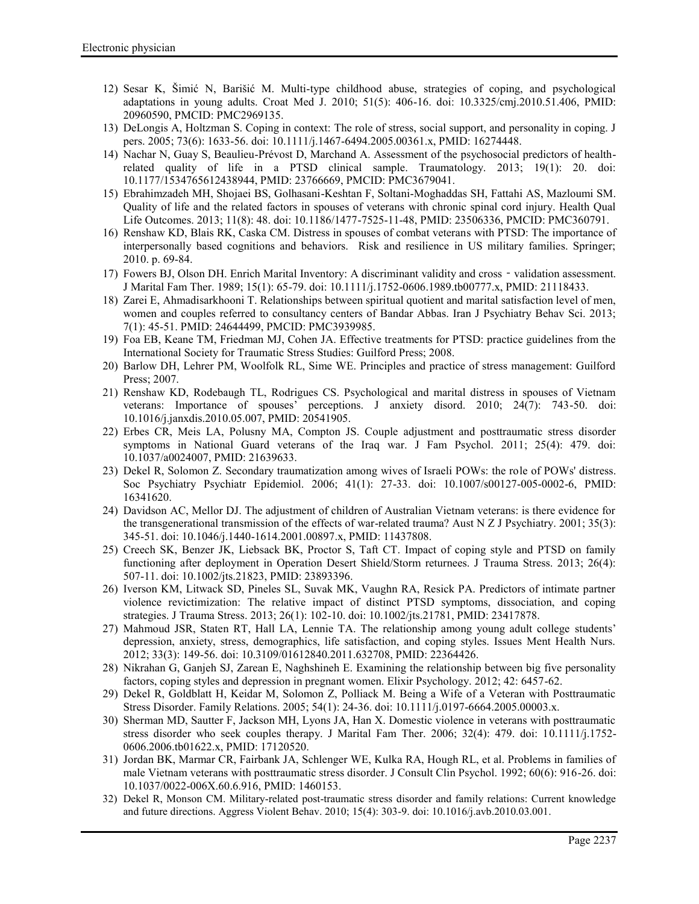12) Sesar K, Šimić N, Barišić M. Multi-type childhood abuse, strategies of coping, and psychological adaptations in young adults. Croat Med J. 2010; 51(5): 406-16. doi: 10.3325/cmj.2010.51.406, PMID: 20960590, PMCID: PMC2969135.
13) DeLongis A, Holtzman S. Coping in context: The role of stress, social support, and personality in coping. J pers. 2005; 73(6): 1633-56. doi: 10.1111/j.1467-6494.2005.00361.x, PMID: 16274448.
14) Nachar N, Guay S, Beaulieu-Prévost D, Marchand A. Assessment of the psychosocial predictors of health-related quality of life in a PTSD clinical sample. Traumatology. 2013; 19(1): 20. doi: 10.1177/1534765612438944, PMID: 23766669, PMCID: PMC3679041.
15) Ebrahimzadeh MH, Shojaei BS, Golhasani-Keshtan F, Soltani-Moghaddas SH, Fattahi AS, Mazloumi SM. Quality of life and the related factors in spouses of veterans with chronic spinal cord injury. Health Qual Life Outcomes. 2013; 11(8): 48. doi: 10.1186/1477-7525-11-48, PMID: 23506336, PMCID: PMC360791.
16) Renshaw KD, Blais RK, Caska CM. Distress in spouses of combat veterans with PTSD: The importance of interpersonally based cognitions and behaviors. Risk and resilience in US military families. Springer; 2010. p. 69-84.
17) Fowers BJ, Olson DH. Enrich Marital Inventory: A discriminant validity and cross‐validation assessment. J Marital Fam Ther. 1989; 15(1): 65-79. doi: 10.1111/j.1752-0606.1989.tb00777.x, PMID: 21118433.
18) Zarei E, Ahmadisarkhooni T. Relationships between spiritual quotient and marital satisfaction level of men, women and couples referred to consultancy centers of Bandar Abbas. Iran J Psychiatry Behav Sci. 2013; 7(1): 45-51. PMID: 24644499, PMCID: PMC3939985.
19) Foa EB, Keane TM, Friedman MJ, Cohen JA. Effective treatments for PTSD: practice guidelines from the International Society for Traumatic Stress Studies: Guilford Press; 2008.
20) Barlow DH, Lehrer PM, Woolfolk RL, Sime WE. Principles and practice of stress management: Guilford Press; 2007.
21) Renshaw KD, Rodebaugh TL, Rodrigues CS. Psychological and marital distress in spouses of Vietnam veterans: Importance of spouses' perceptions. J anxiety disord. 2010; 24(7): 743-50. doi: 10.1016/j.janxdis.2010.05.007, PMID: 20541905.
22) Erbes CR, Meis LA, Polusny MA, Compton JS. Couple adjustment and posttraumatic stress disorder symptoms in National Guard veterans of the Iraq war. J Fam Psychol. 2011; 25(4): 479. doi: 10.1037/a0024007, PMID: 21639633.
23) Dekel R, Solomon Z. Secondary traumatization among wives of Israeli POWs: the role of POWs' distress. Soc Psychiatry Psychiatr Epidemiol. 2006; 41(1): 27-33. doi: 10.1007/s00127-005-0002-6, PMID: 16341620.
24) Davidson AC, Mellor DJ. The adjustment of children of Australian Vietnam veterans: is there evidence for the transgenerational transmission of the effects of war-related trauma? Aust N Z J Psychiatry. 2001; 35(3): 345-51. doi: 10.1046/j.1440-1614.2001.00897.x, PMID: 11437808.
25) Creech SK, Benzer JK, Liebsack BK, Proctor S, Taft CT. Impact of coping style and PTSD on family functioning after deployment in Operation Desert Shield/Storm returnees. J Trauma Stress. 2013; 26(4): 507-11. doi: 10.1002/jts.21823, PMID: 23893396.
26) Iverson KM, Litwack SD, Pineles SL, Suvak MK, Vaughn RA, Resick PA. Predictors of intimate partner violence revictimization: The relative impact of distinct PTSD symptoms, dissociation, and coping strategies. J Trauma Stress. 2013; 26(1): 102-10. doi: 10.1002/jts.21781, PMID: 23417878.
27) Mahmoud JSR, Staten RT, Hall LA, Lennie TA. The relationship among young adult college students' depression, anxiety, stress, demographics, life satisfaction, and coping styles. Issues Ment Health Nurs. 2012; 33(3): 149-56. doi: 10.3109/01612840.2011.632708, PMID: 22364426.
28) Nikrahan G, Ganjeh SJ, Zarean E, Naghshineh E. Examining the relationship between big five personality factors, coping styles and depression in pregnant women. Elixir Psychology. 2012; 42: 6457-62.
29) Dekel R, Goldblatt H, Keidar M, Solomon Z, Polliack M. Being a Wife of a Veteran with Posttraumatic Stress Disorder. Family Relations. 2005; 54(1): 24-36. doi: 10.1111/j.0197-6664.2005.00003.x.
30) Sherman MD, Sautter F, Jackson MH, Lyons JA, Han X. Domestic violence in veterans with posttraumatic stress disorder who seek couples therapy. J Marital Fam Ther. 2006; 32(4): 479. doi: 10.1111/j.1752-0606.2006.tb01622.x, PMID: 17120520.
31) Jordan BK, Marmar CR, Fairbank JA, Schlenger WE, Kulka RA, Hough RL, et al. Problems in families of male Vietnam veterans with posttraumatic stress disorder. J Consult Clin Psychol. 1992; 60(6): 916-26. doi: 10.1037/0022-006X.60.6.916, PMID: 1460153.
32) Dekel R, Monson CM. Military-related post-traumatic stress disorder and family relations: Current knowledge and future directions. Aggress Violent Behav. 2010; 15(4): 303-9. doi: 10.1016/j.avb.2010.03.001.